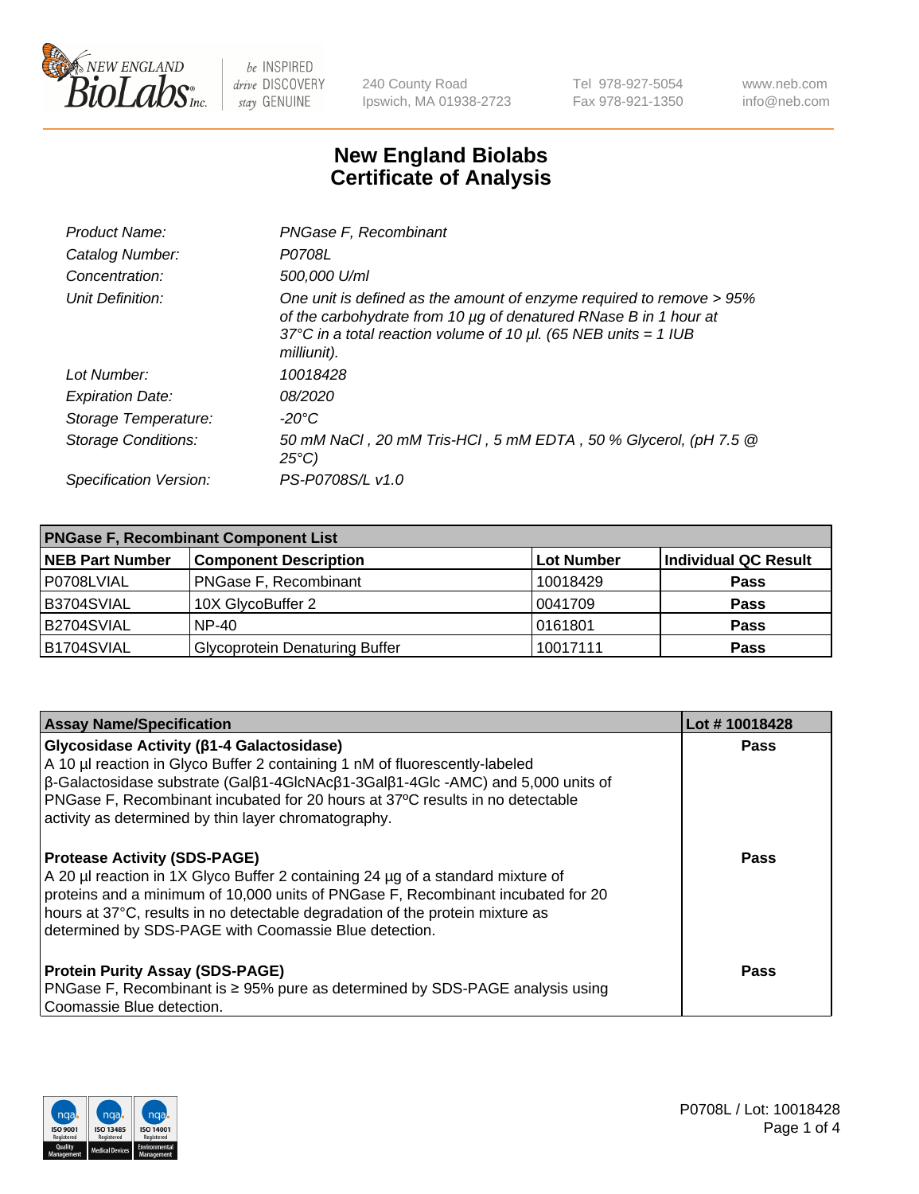NEW ENGLAND BioLabs Inc. — be INSPIRED drive DISCOVERY stay GENUINE

240 County Road Ipswich, MA 01938-2723 | Tel 978-927-5054 Fax 978-921-1350 | www.neb.com info@neb.com

# New England Biolabs
# Certificate of Analysis

| | |
|---|---|
| *Product Name:* | *PNGase F, Recombinant* |
| *Catalog Number:* | *P0708L* |
| *Concentration:* | *500,000 U/ml* |
| *Unit Definition:* | *One unit is defined as the amount of enzyme required to remove > 95% of the carbohydrate from 10 µg of denatured RNase B in 1 hour at 37°C in a total reaction volume of 10 µl. (65 NEB units = 1 IUB milliunit).* |
| *Lot Number:* | *10018428* |
| *Expiration Date:* | *08/2020* |
| *Storage Temperature:* | *-20°C* |
| *Storage Conditions:* | *50 mM NaCl , 20 mM Tris-HCl , 5 mM EDTA , 50 % Glycerol, (pH 7.5 @ 25°C)* |
| *Specification Version:* | *PS-P0708S/L v1.0* |

| **PNGase F, Recombinant Component List** | | | |
|---|---|---|---|
| **NEB Part Number** | **Component Description** | **Lot Number** | **Individual QC Result** |
| P0708LVIAL | PNGase F, Recombinant | 10018429 | **Pass** |
| B3704SVIAL | 10X GlycoBuffer 2 | 0041709 | **Pass** |
| B2704SVIAL | NP-40 | 0161801 | **Pass** |
| B1704SVIAL | Glycoprotein Denaturing Buffer | 10017111 | **Pass** |

| **Assay Name/Specification** | **Lot # 10018428** |
|---|---|
| **Glycosidase Activity (β1-4 Galactosidase)**<br>A 10 µl reaction in Glyco Buffer 2 containing 1 nM of fluorescently-labeled β-Galactosidase substrate (Galβ1-4GlcNAcβ1-3Galβ1-4Glc -AMC) and 5,000 units of PNGase F, Recombinant incubated for 20 hours at 37ºC results in no detectable activity as determined by thin layer chromatography. | **Pass** |
| **Protease Activity (SDS-PAGE)**<br>A 20 µl reaction in 1X Glyco Buffer 2 containing 24 µg of a standard mixture of proteins and a minimum of 10,000 units of PNGase F, Recombinant incubated for 20 hours at 37°C, results in no detectable degradation of the protein mixture as determined by SDS-PAGE with Coomassie Blue detection. | **Pass** |
| **Protein Purity Assay (SDS-PAGE)**<br>PNGase F, Recombinant is ≥ 95% pure as determined by SDS-PAGE analysis using Coomassie Blue detection. | **Pass** |

ISO 9001 Registered Quality Management | ISO 13485 Registered Medical Devices | ISO 14001 Registered Environmental Management

P0708L / Lot: 10018428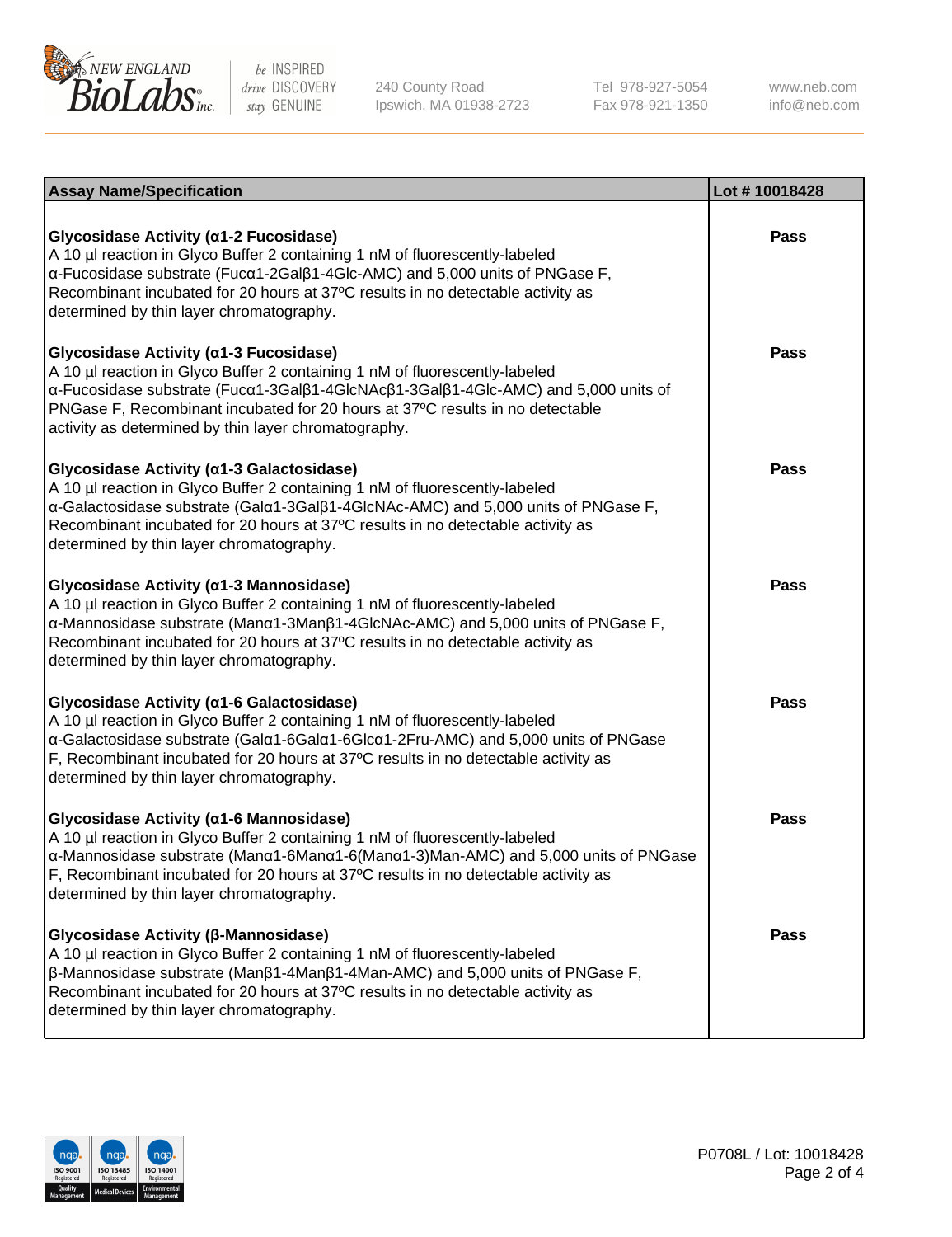| Assay Name/Specification | Lot # 10018428 |
|---|---|
| **Glycosidase Activity (α1-2 Fucosidase)**<br>A 10 µl reaction in Glyco Buffer 2 containing 1 nM of fluorescently-labeled α-Fucosidase substrate (Fucα1-2Galβ1-4Glc-AMC) and 5,000 units of PNGase F, Recombinant incubated for 20 hours at 37ºC results in no detectable activity as determined by thin layer chromatography. | **Pass** |
| **Glycosidase Activity (α1-3 Fucosidase)**<br>A 10 µl reaction in Glyco Buffer 2 containing 1 nM of fluorescently-labeled α-Fucosidase substrate (Fucα1-3Galβ1-4GlcNAcβ1-3Galβ1-4Glc-AMC) and 5,000 units of PNGase F, Recombinant incubated for 20 hours at 37ºC results in no detectable activity as determined by thin layer chromatography. | **Pass** |
| **Glycosidase Activity (α1-3 Galactosidase)**<br>A 10 µl reaction in Glyco Buffer 2 containing 1 nM of fluorescently-labeled α-Galactosidase substrate (Galα1-3Galβ1-4GlcNAc-AMC) and 5,000 units of PNGase F, Recombinant incubated for 20 hours at 37ºC results in no detectable activity as determined by thin layer chromatography. | **Pass** |
| **Glycosidase Activity (α1-3 Mannosidase)**<br>A 10 µl reaction in Glyco Buffer 2 containing 1 nM of fluorescently-labeled α-Mannosidase substrate (Manα1-3Manβ1-4GlcNAc-AMC) and 5,000 units of PNGase F, Recombinant incubated for 20 hours at 37ºC results in no detectable activity as determined by thin layer chromatography. | **Pass** |
| **Glycosidase Activity (α1-6 Galactosidase)**<br>A 10 µl reaction in Glyco Buffer 2 containing 1 nM of fluorescently-labeled α-Galactosidase substrate (Galα1-6Galα1-6Glcα1-2Fru-AMC) and 5,000 units of PNGase F, Recombinant incubated for 20 hours at 37ºC results in no detectable activity as determined by thin layer chromatography. | **Pass** |
| **Glycosidase Activity (α1-6 Mannosidase)**<br>A 10 µl reaction in Glyco Buffer 2 containing 1 nM of fluorescently-labeled α-Mannosidase substrate (Manα1-6Manα1-6(Manα1-3)Man-AMC) and 5,000 units of PNGase F, Recombinant incubated for 20 hours at 37ºC results in no detectable activity as determined by thin layer chromatography. | **Pass** |
| **Glycosidase Activity (β-Mannosidase)**<br>A 10 µl reaction in Glyco Buffer 2 containing 1 nM of fluorescently-labeled β-Mannosidase substrate (Manβ1-4Manβ1-4Man-AMC) and 5,000 units of PNGase F, Recombinant incubated for 20 hours at 37ºC results in no detectable activity as determined by thin layer chromatography. | **Pass** |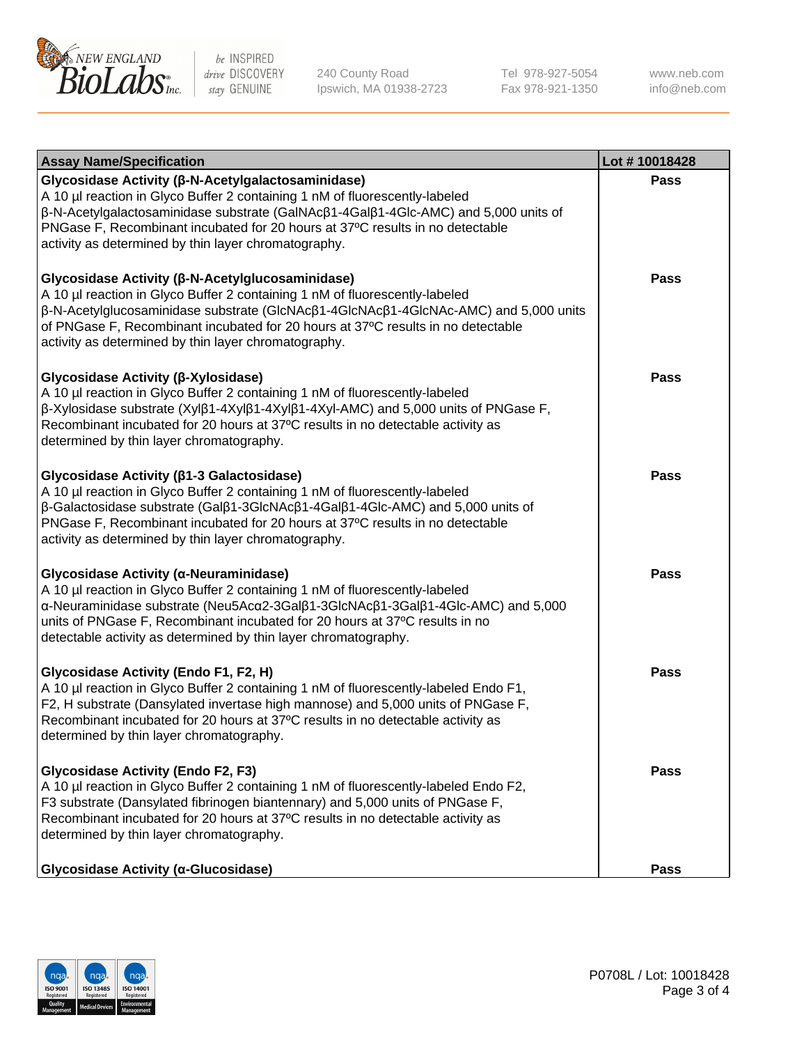| Assay Name/Specification | Lot # 10018428 |
| --- | --- |
| **Glycosidase Activity (β-N-Acetylgalactosaminidase)** A 10 µl reaction in Glyco Buffer 2 containing 1 nM of fluorescently-labeled β-N-Acetylgalactosaminidase substrate (GalNAcβ1-4Galβ1-4Glc-AMC) and 5,000 units of PNGase F, Recombinant incubated for 20 hours at 37ºC results in no detectable activity as determined by thin layer chromatography. | Pass |
| **Glycosidase Activity (β-N-Acetylglucosaminidase)** A 10 µl reaction in Glyco Buffer 2 containing 1 nM of fluorescently-labeled β-N-Acetylglucosaminidase substrate (GlcNAcβ1-4GlcNAcβ1-4GlcNAc-AMC) and 5,000 units of PNGase F, Recombinant incubated for 20 hours at 37ºC results in no detectable activity as determined by thin layer chromatography. | Pass |
| **Glycosidase Activity (β-Xylosidase)** A 10 µl reaction in Glyco Buffer 2 containing 1 nM of fluorescently-labeled β-Xylosidase substrate (Xylβ1-4Xylβ1-4Xylβ1-4Xyl-AMC) and 5,000 units of PNGase F, Recombinant incubated for 20 hours at 37ºC results in no detectable activity as determined by thin layer chromatography. | Pass |
| **Glycosidase Activity (β1-3 Galactosidase)** A 10 µl reaction in Glyco Buffer 2 containing 1 nM of fluorescently-labeled β-Galactosidase substrate (Galβ1-3GlcNAcβ1-4Galβ1-4Glc-AMC) and 5,000 units of PNGase F, Recombinant incubated for 20 hours at 37ºC results in no detectable activity as determined by thin layer chromatography. | Pass |
| **Glycosidase Activity (α-Neuraminidase)** A 10 µl reaction in Glyco Buffer 2 containing 1 nM of fluorescently-labeled α-Neuraminidase substrate (Neu5Acα2-3Galβ1-3GlcNAcβ1-3Galβ1-4Glc-AMC) and 5,000 units of PNGase F, Recombinant incubated for 20 hours at 37ºC results in no detectable activity as determined by thin layer chromatography. | Pass |
| **Glycosidase Activity (Endo F1, F2, H)** A 10 µl reaction in Glyco Buffer 2 containing 1 nM of fluorescently-labeled Endo F1, F2, H substrate (Dansylated invertase high mannose) and 5,000 units of PNGase F, Recombinant incubated for 20 hours at 37ºC results in no detectable activity as determined by thin layer chromatography. | Pass |
| **Glycosidase Activity (Endo F2, F3)** A 10 µl reaction in Glyco Buffer 2 containing 1 nM of fluorescently-labeled Endo F2, F3 substrate (Dansylated fibrinogen biantennary) and 5,000 units of PNGase F, Recombinant incubated for 20 hours at 37ºC results in no detectable activity as determined by thin layer chromatography. | Pass |
| **Glycosidase Activity (α-Glucosidase)** | Pass |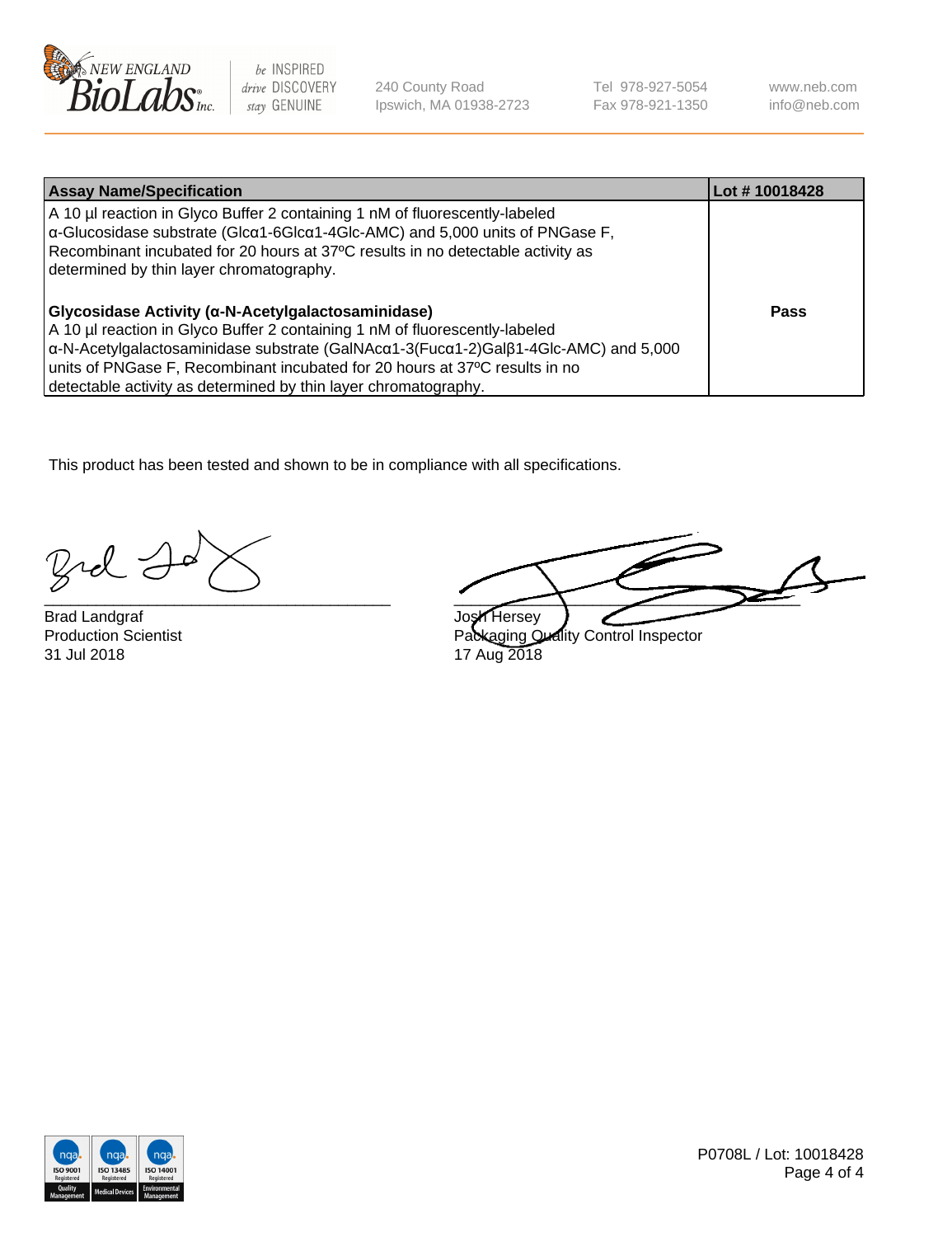| Assay Name/Specification | Lot # 10018428 |
| --- | --- |
| A 10 µl reaction in Glyco Buffer 2 containing 1 nM of fluorescently-labeled α-Glucosidase substrate (Glcα1-6Glcα1-4Glc-AMC) and 5,000 units of PNGase F, Recombinant incubated for 20 hours at 37ºC results in no detectable activity as determined by thin layer chromatography. | |
| **Glycosidase Activity (α-N-Acetylgalactosaminidase)** A 10 µl reaction in Glyco Buffer 2 containing 1 nM of fluorescently-labeled α-N-Acetylgalactosaminidase substrate (GalNAcα1-3(Fucα1-2)Galβ1-4Glc-AMC) and 5,000 units of PNGase F, Recombinant incubated for 20 hours at 37ºC results in no detectable activity as determined by thin layer chromatography. | **Pass** |

This product has been tested and shown to be in compliance with all specifications.

Brad Landgraf
Production Scientist
31 Jul 2018

Josh Hersey
Packaging Quality Control Inspector
17 Aug 2018

P0708L / Lot: 10018428